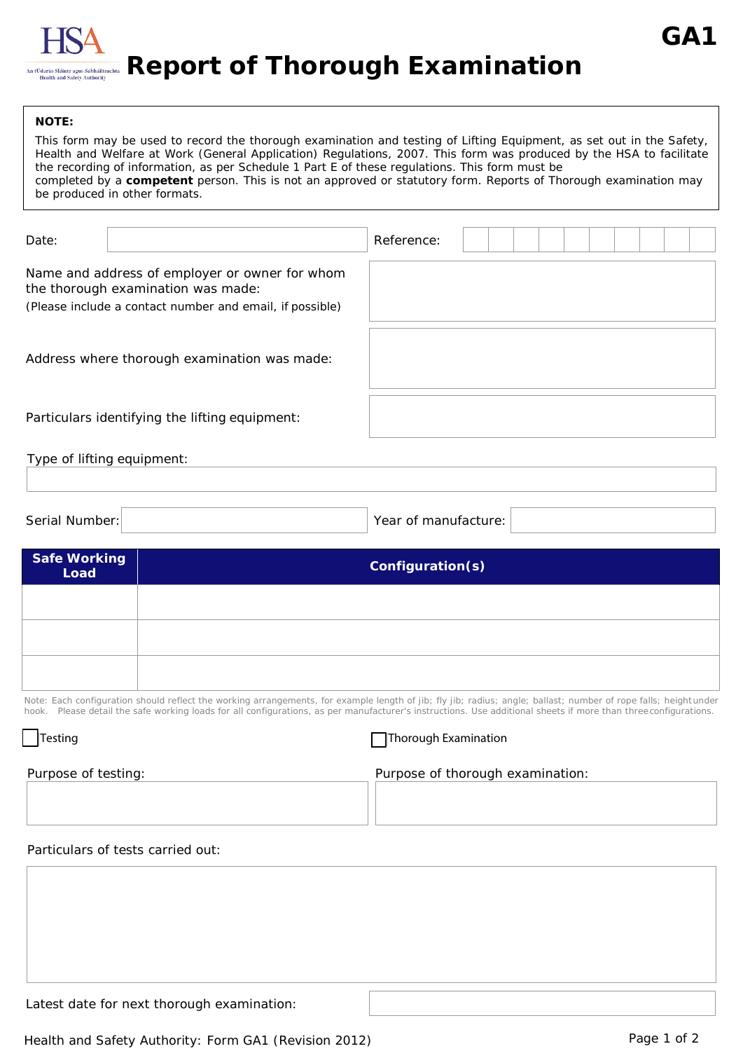GA1

# Report of Thorough Examination

**NOTE:**

This form may be used to record the thorough examination and testing of Lifting Equipment, as set out in the Safety, Health and Welfare at Work (General Application) Regulations, 2007. This form was produced by the HSA to facilitate the recording of information, as per Schedule 1 Part E of these regulations. This form must be completed by a **competent** person. This is not an approved or statutory form. Reports of Thorough examination may be produced in other formats.

Date: 

Reference: 

Name and address of employer or owner for whom the thorough examination was made:
(Please include a contact number and email, if possible)

Address where thorough examination was made:

Particulars identifying the lifting equipment:

Type of lifting equipment:

Serial Number: 

Year of manufacture:

| Safe Working Load | Configuration(s) |
|---|---|
| | |
| | |
| | |

Note: Each configuration should reflect the working arrangements, for example length of jib; fly jib; radius; angle; ballast; number of rope falls; height under hook. Please detail the safe working loads for all configurations, as per manufacturer's instructions. Use additional sheets if more than three configurations.

☐ Testing

☐ Thorough Examination

Purpose of testing:

Purpose of thorough examination:

Particulars of tests carried out:

Latest date for next thorough examination:

Health and Safety Authority: Form GA1 (Revision 2012)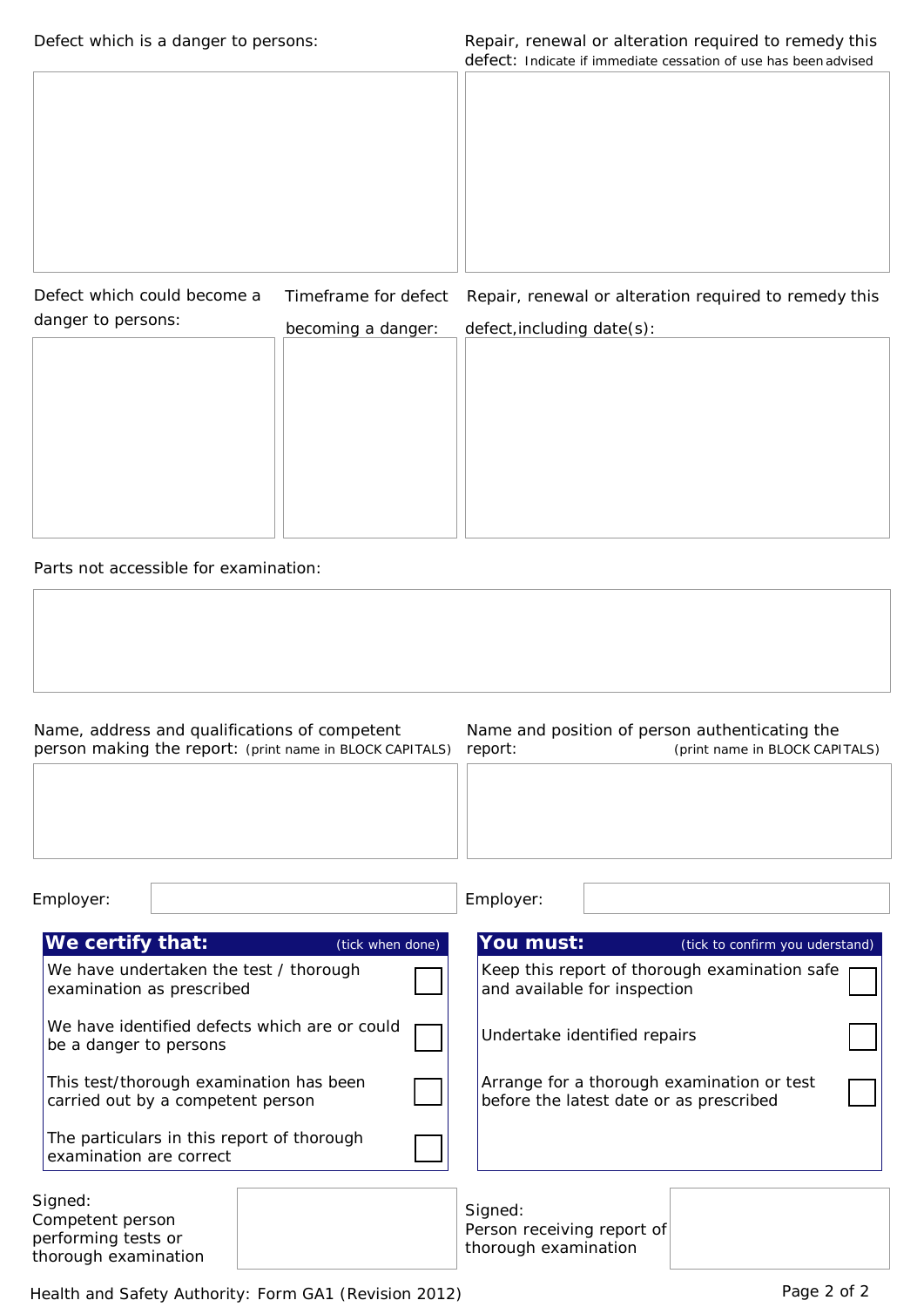Defect which is a danger to persons:

Repair, renewal or alteration required to remedy this defect: Indicate if immediate cessation of use has been advised

Defect which could become a danger to persons:

Timeframe for defect becoming a danger:

Repair, renewal or alteration required to remedy this defect,including date(s):

Parts not accessible for examination:

Name, address and qualifications of competent person making the report: (print name in BLOCK CAPITALS)

Name and position of person authenticating the report: (print name in BLOCK CAPITALS)

Employer:

Employer:

| **We certify that:** (tick when done) | |
|---|---|
| We have undertaken the test / thorough examination as prescribed | ☐ |
| We have identified defects which are or could be a danger to persons | ☐ |
| This test/thorough examination has been carried out by a competent person | ☐ |
| The particulars in this report of thorough examination are correct | ☐ |

| **You must:** (tick to confirm you understand) | |
|---|---|
| Keep this report of thorough examination safe and available for inspection | ☐ |
| Undertake identified repairs | ☐ |
| Arrange for a thorough examination or test before the latest date or as prescribed | ☐ |

Signed:
Competent person performing tests or thorough examination

Signed:
Person receiving report of thorough examination

Health and Safety Authority: Form GA1 (Revision 2012)